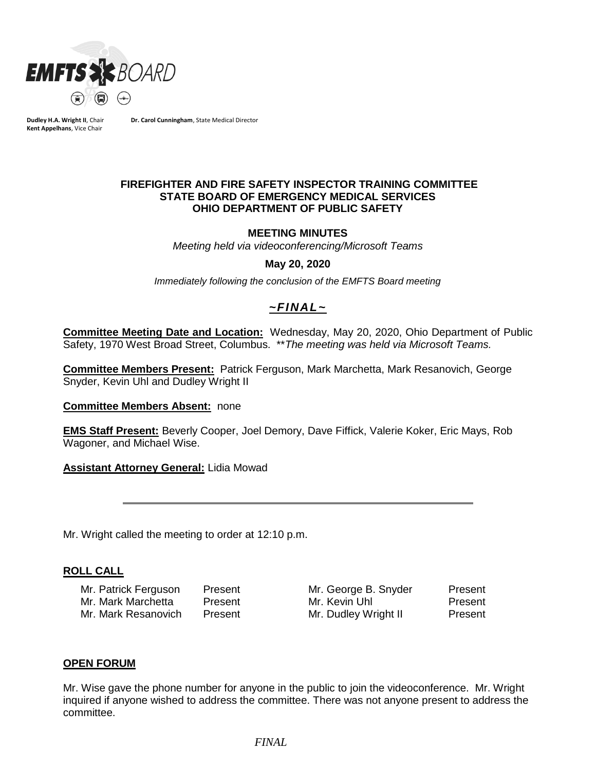EMFTS BOARD

**Dudley H.A. Wright II**, Chair **Dr. Carol Cunningham**, State Medical Director
**Kent Appelhans**, Vice Chair

**FIREFIGHTER AND FIRE SAFETY INSPECTOR TRAINING COMMITTEE**
**STATE BOARD OF EMERGENCY MEDICAL SERVICES**
**OHIO DEPARTMENT OF PUBLIC SAFETY**

**MEETING MINUTES**

*Meeting held via videoconferencing/Microsoft Teams*

**May 20, 2020**

*Immediately following the conclusion of the EMFTS Board meeting*

***~FINAL~***

**Committee Meeting Date and Location:** Wednesday, May 20, 2020, Ohio Department of Public Safety, 1970 West Broad Street, Columbus. *\*\*The meeting was held via Microsoft Teams.*

**Committee Members Present:** Patrick Ferguson, Mark Marchetta, Mark Resanovich, George Snyder, Kevin Uhl and Dudley Wright II

**Committee Members Absent:** none

**EMS Staff Present:** Beverly Cooper, Joel Demory, Dave Fiffick, Valerie Koker, Eric Mays, Rob Wagoner, and Michael Wise.

**Assistant Attorney General:** Lidia Mowad

---

Mr. Wright called the meeting to order at 12:10 p.m.

## ROLL CALL

| | | | |
|---|---|---|---|
| Mr. Patrick Ferguson | Present | Mr. George B. Snyder | Present |
| Mr. Mark Marchetta | Present | Mr. Kevin Uhl | Present |
| Mr. Mark Resanovich | Present | Mr. Dudley Wright II | Present |

## OPEN FORUM

Mr. Wise gave the phone number for anyone in the public to join the videoconference. Mr. Wright inquired if anyone wished to address the committee. There was not anyone present to address the committee.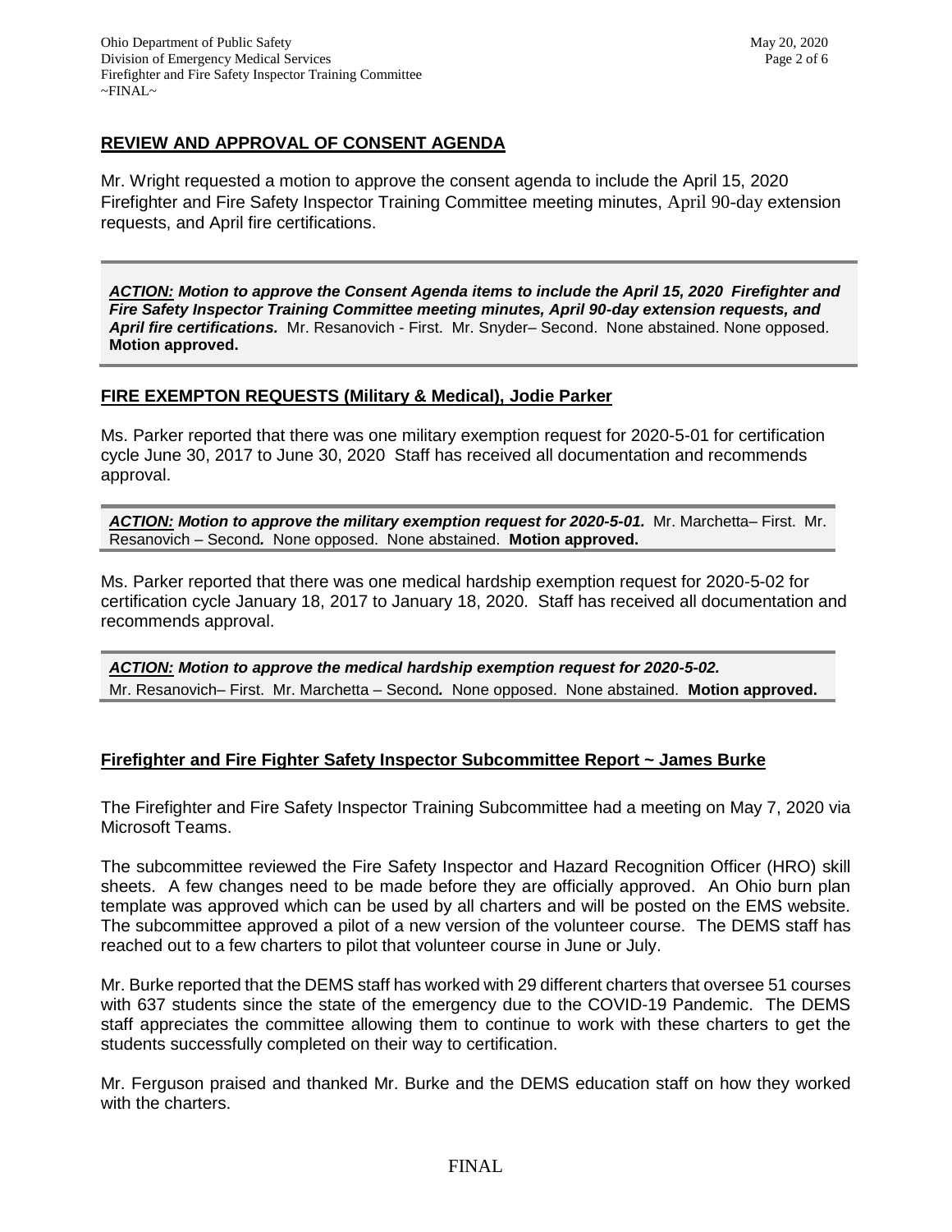## REVIEW AND APPROVAL OF CONSENT AGENDA

Mr. Wright requested a motion to approve the consent agenda to include the April 15, 2020 Firefighter and Fire Safety Inspector Training Committee meeting minutes, April 90-day extension requests, and April fire certifications.

> ***ACTION:* *Motion to approve the Consent Agenda items to include the April 15, 2020 Firefighter and Fire Safety Inspector Training Committee meeting minutes, April 90-day extension requests, and April fire certifications.*** Mr. Resanovich - First. Mr. Snyder– Second. None abstained. None opposed. **Motion approved.**

## FIRE EXEMPTON REQUESTS (Military & Medical), Jodie Parker

Ms. Parker reported that there was one military exemption request for 2020-5-01 for certification cycle June 30, 2017 to June 30, 2020 Staff has received all documentation and recommends approval.

> ***ACTION:* *Motion to approve the military exemption request for 2020-5-01.*** Mr. Marchetta– First. Mr. Resanovich – Second*.* None opposed. None abstained. **Motion approved.**

Ms. Parker reported that there was one medical hardship exemption request for 2020-5-02 for certification cycle January 18, 2017 to January 18, 2020. Staff has received all documentation and recommends approval.

> ***ACTION:* *Motion to approve the medical hardship exemption request for 2020-5-02.***
> Mr. Resanovich– First. Mr. Marchetta – Second*.* None opposed. None abstained. **Motion approved.**

## Firefighter and Fire Fighter Safety Inspector Subcommittee Report ~ James Burke

The Firefighter and Fire Safety Inspector Training Subcommittee had a meeting on May 7, 2020 via Microsoft Teams.

The subcommittee reviewed the Fire Safety Inspector and Hazard Recognition Officer (HRO) skill sheets. A few changes need to be made before they are officially approved. An Ohio burn plan template was approved which can be used by all charters and will be posted on the EMS website. The subcommittee approved a pilot of a new version of the volunteer course. The DEMS staff has reached out to a few charters to pilot that volunteer course in June or July.

Mr. Burke reported that the DEMS staff has worked with 29 different charters that oversee 51 courses with 637 students since the state of the emergency due to the COVID-19 Pandemic. The DEMS staff appreciates the committee allowing them to continue to work with these charters to get the students successfully completed on their way to certification.

Mr. Ferguson praised and thanked Mr. Burke and the DEMS education staff on how they worked with the charters.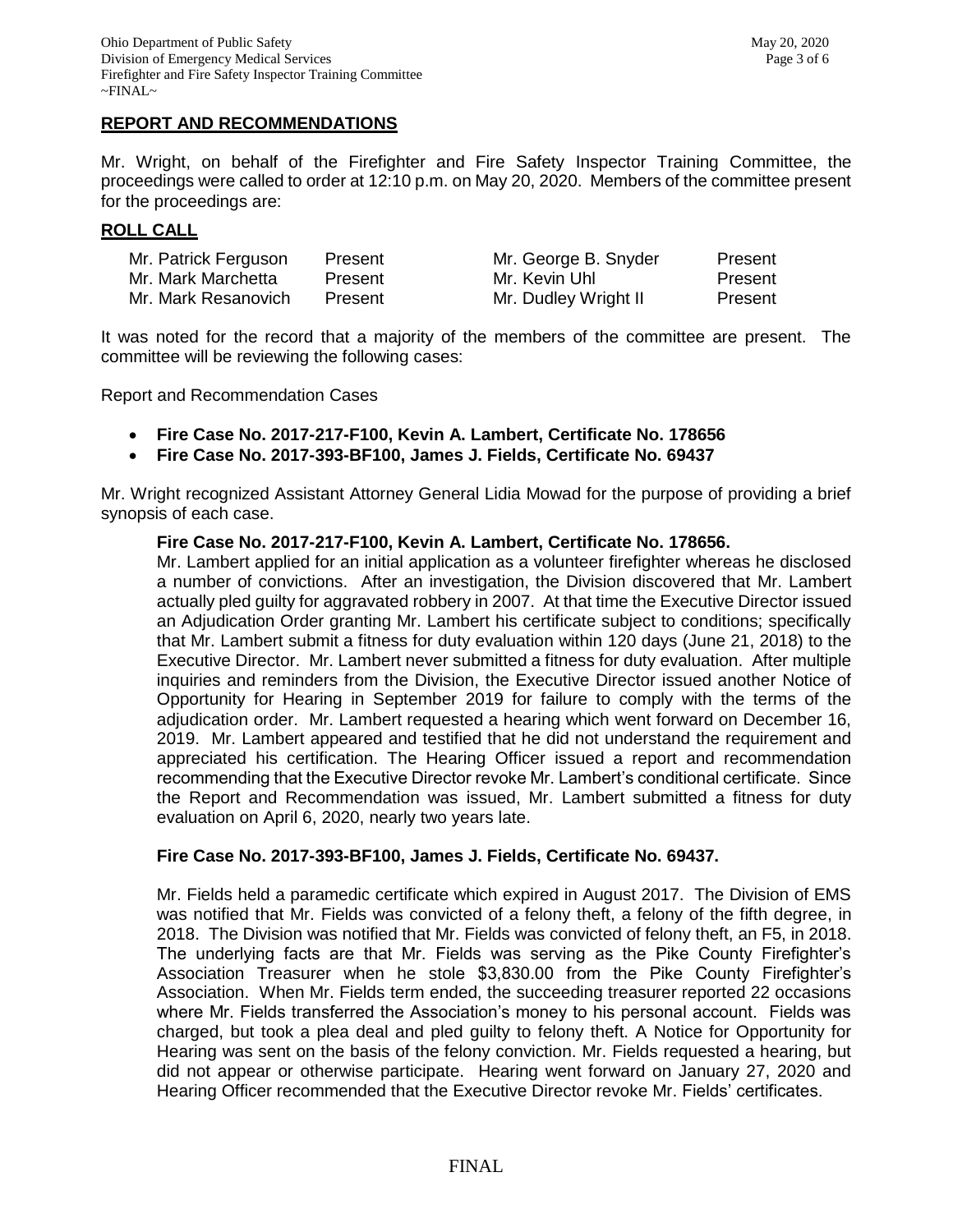## REPORT AND RECOMMENDATIONS

Mr. Wright, on behalf of the Firefighter and Fire Safety Inspector Training Committee, the proceedings were called to order at 12:10 p.m. on May 20, 2020. Members of the committee present for the proceedings are:

## ROLL CALL

| | | | |
|---|---|---|---|
| Mr. Patrick Ferguson | Present | Mr. George B. Snyder | Present |
| Mr. Mark Marchetta | Present | Mr. Kevin Uhl | Present |
| Mr. Mark Resanovich | Present | Mr. Dudley Wright II | Present |

It was noted for the record that a majority of the members of the committee are present. The committee will be reviewing the following cases:

Report and Recommendation Cases

- **Fire Case No. 2017-217-F100, Kevin A. Lambert, Certificate No. 178656**
- **Fire Case No. 2017-393-BF100, James J. Fields, Certificate No. 69437**

Mr. Wright recognized Assistant Attorney General Lidia Mowad for the purpose of providing a brief synopsis of each case.

**Fire Case No. 2017-217-F100, Kevin A. Lambert, Certificate No. 178656.**

Mr. Lambert applied for an initial application as a volunteer firefighter whereas he disclosed a number of convictions. After an investigation, the Division discovered that Mr. Lambert actually pled guilty for aggravated robbery in 2007. At that time the Executive Director issued an Adjudication Order granting Mr. Lambert his certificate subject to conditions; specifically that Mr. Lambert submit a fitness for duty evaluation within 120 days (June 21, 2018) to the Executive Director. Mr. Lambert never submitted a fitness for duty evaluation. After multiple inquiries and reminders from the Division, the Executive Director issued another Notice of Opportunity for Hearing in September 2019 for failure to comply with the terms of the adjudication order. Mr. Lambert requested a hearing which went forward on December 16, 2019. Mr. Lambert appeared and testified that he did not understand the requirement and appreciated his certification. The Hearing Officer issued a report and recommendation recommending that the Executive Director revoke Mr. Lambert's conditional certificate. Since the Report and Recommendation was issued, Mr. Lambert submitted a fitness for duty evaluation on April 6, 2020, nearly two years late.

**Fire Case No. 2017-393-BF100, James J. Fields, Certificate No. 69437.**

Mr. Fields held a paramedic certificate which expired in August 2017. The Division of EMS was notified that Mr. Fields was convicted of a felony theft, a felony of the fifth degree, in 2018. The Division was notified that Mr. Fields was convicted of felony theft, an F5, in 2018. The underlying facts are that Mr. Fields was serving as the Pike County Firefighter's Association Treasurer when he stole $3,830.00 from the Pike County Firefighter's Association. When Mr. Fields term ended, the succeeding treasurer reported 22 occasions where Mr. Fields transferred the Association's money to his personal account. Fields was charged, but took a plea deal and pled guilty to felony theft. A Notice for Opportunity for Hearing was sent on the basis of the felony conviction. Mr. Fields requested a hearing, but did not appear or otherwise participate. Hearing went forward on January 27, 2020 and Hearing Officer recommended that the Executive Director revoke Mr. Fields' certificates.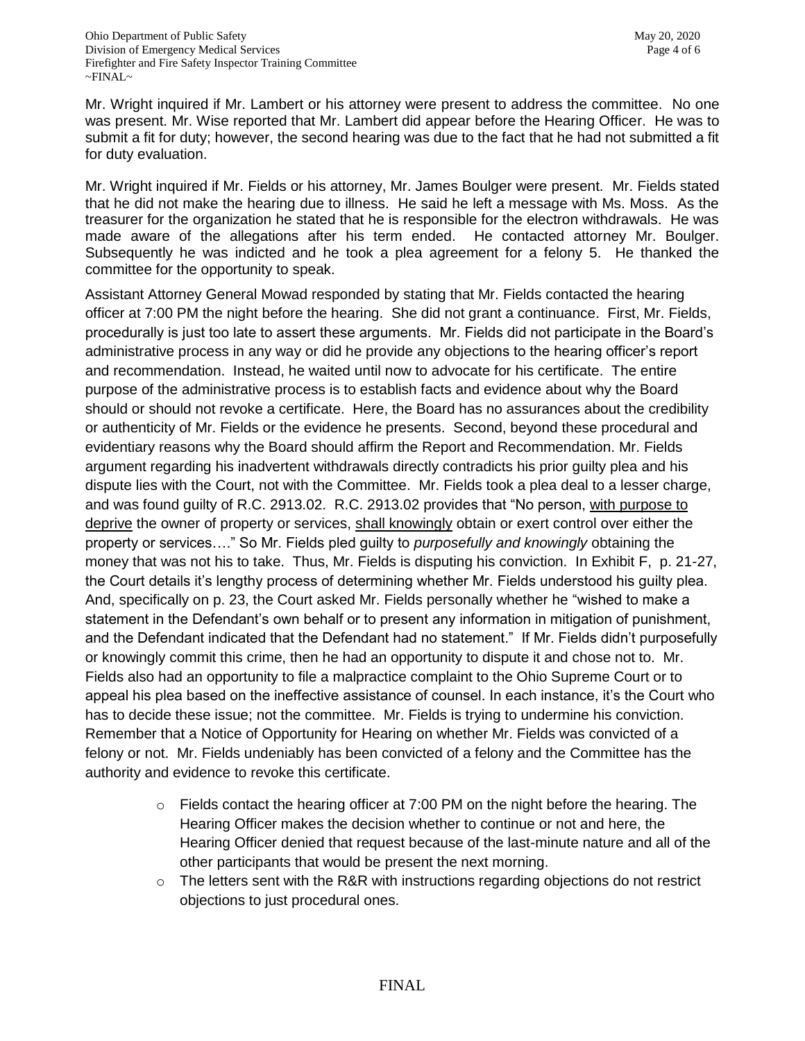Mr. Wright inquired if Mr. Lambert or his attorney were present to address the committee. No one was present. Mr. Wise reported that Mr. Lambert did appear before the Hearing Officer. He was to submit a fit for duty; however, the second hearing was due to the fact that he had not submitted a fit for duty evaluation.

Mr. Wright inquired if Mr. Fields or his attorney, Mr. James Boulger were present. Mr. Fields stated that he did not make the hearing due to illness. He said he left a message with Ms. Moss. As the treasurer for the organization he stated that he is responsible for the electron withdrawals. He was made aware of the allegations after his term ended. He contacted attorney Mr. Boulger. Subsequently he was indicted and he took a plea agreement for a felony 5. He thanked the committee for the opportunity to speak.

Assistant Attorney General Mowad responded by stating that Mr. Fields contacted the hearing officer at 7:00 PM the night before the hearing. She did not grant a continuance. First, Mr. Fields, procedurally is just too late to assert these arguments. Mr. Fields did not participate in the Board's administrative process in any way or did he provide any objections to the hearing officer's report and recommendation. Instead, he waited until now to advocate for his certificate. The entire purpose of the administrative process is to establish facts and evidence about why the Board should or should not revoke a certificate. Here, the Board has no assurances about the credibility or authenticity of Mr. Fields or the evidence he presents. Second, beyond these procedural and evidentiary reasons why the Board should affirm the Report and Recommendation. Mr. Fields argument regarding his inadvertent withdrawals directly contradicts his prior guilty plea and his dispute lies with the Court, not with the Committee. Mr. Fields took a plea deal to a lesser charge, and was found guilty of R.C. 2913.02. R.C. 2913.02 provides that "No person, <u>with purpose to deprive</u> the owner of property or services, <u>shall knowingly</u> obtain or exert control over either the property or services…." So Mr. Fields pled guilty to *purposefully and knowingly* obtaining the money that was not his to take. Thus, Mr. Fields is disputing his conviction. In Exhibit F, p. 21-27, the Court details it's lengthy process of determining whether Mr. Fields understood his guilty plea. And, specifically on p. 23, the Court asked Mr. Fields personally whether he "wished to make a statement in the Defendant's own behalf or to present any information in mitigation of punishment, and the Defendant indicated that the Defendant had no statement." If Mr. Fields didn't purposefully or knowingly commit this crime, then he had an opportunity to dispute it and chose not to. Mr. Fields also had an opportunity to file a malpractice complaint to the Ohio Supreme Court or to appeal his plea based on the ineffective assistance of counsel. In each instance, it's the Court who has to decide these issue; not the committee. Mr. Fields is trying to undermine his conviction. Remember that a Notice of Opportunity for Hearing on whether Mr. Fields was convicted of a felony or not. Mr. Fields undeniably has been convicted of a felony and the Committee has the authority and evidence to revoke this certificate.

- Fields contact the hearing officer at 7:00 PM on the night before the hearing. The Hearing Officer makes the decision whether to continue or not and here, the Hearing Officer denied that request because of the last-minute nature and all of the other participants that would be present the next morning.
- The letters sent with the R&R with instructions regarding objections do not restrict objections to just procedural ones.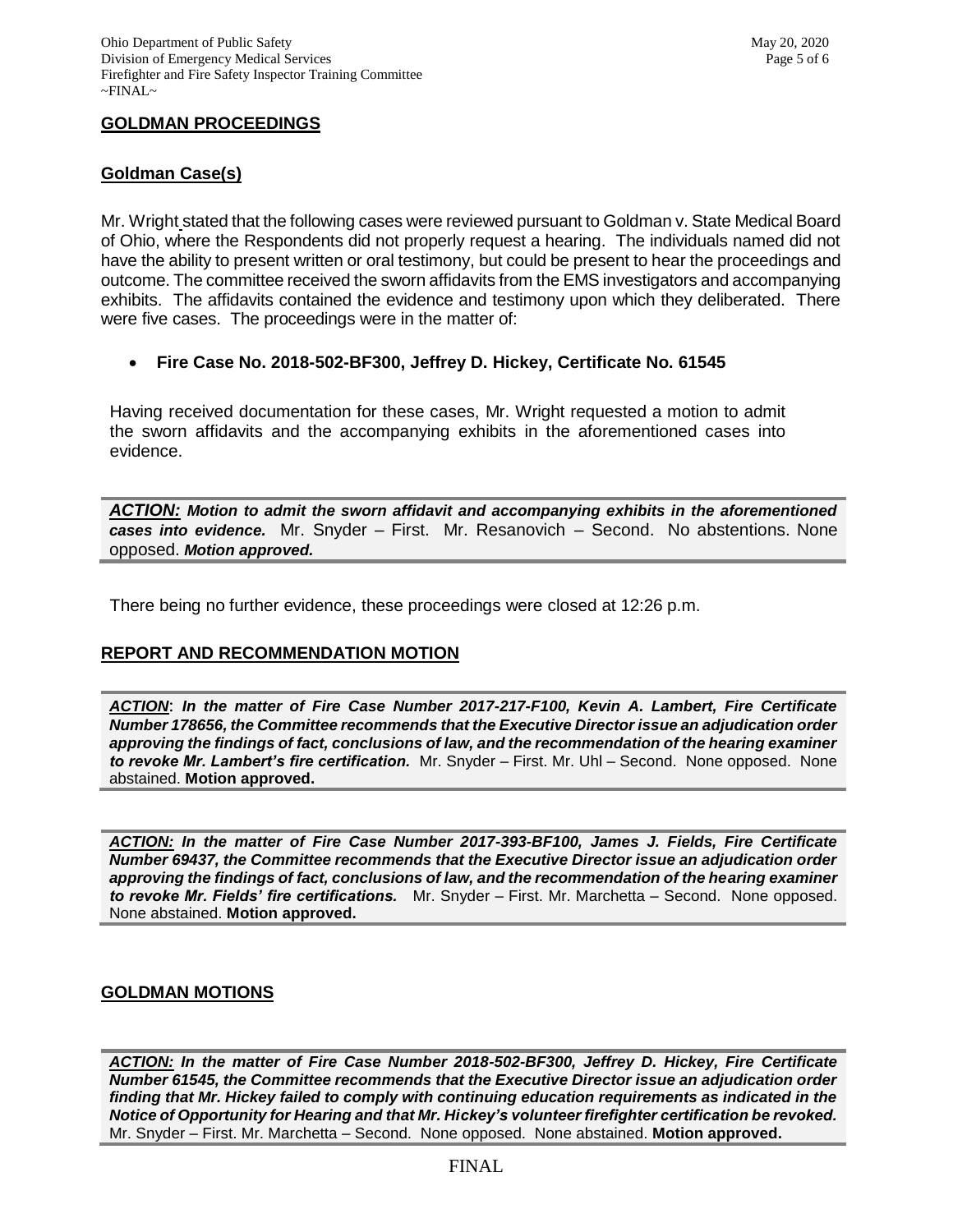## GOLDMAN PROCEEDINGS

### Goldman Case(s)

Mr. Wright stated that the following cases were reviewed pursuant to Goldman v. State Medical Board of Ohio, where the Respondents did not properly request a hearing. The individuals named did not have the ability to present written or oral testimony, but could be present to hear the proceedings and outcome. The committee received the sworn affidavits from the EMS investigators and accompanying exhibits. The affidavits contained the evidence and testimony upon which they deliberated. There were five cases. The proceedings were in the matter of:

- **Fire Case No. 2018-502-BF300, Jeffrey D. Hickey, Certificate No. 61545**

Having received documentation for these cases, Mr. Wright requested a motion to admit the sworn affidavits and the accompanying exhibits in the aforementioned cases into evidence.

***ACTION:*** ***Motion to admit the sworn affidavit and accompanying exhibits in the aforementioned cases into evidence.*** Mr. Snyder – First. Mr. Resanovich – Second. No abstentions. None opposed. ***Motion approved.***

There being no further evidence, these proceedings were closed at 12:26 p.m.

## REPORT AND RECOMMENDATION MOTION

***ACTION***: ***In the matter of Fire Case Number 2017-217-F100, Kevin A. Lambert, Fire Certificate Number 178656, the Committee recommends that the Executive Director issue an adjudication order approving the findings of fact, conclusions of law, and the recommendation of the hearing examiner to revoke Mr. Lambert's fire certification.*** Mr. Snyder – First. Mr. Uhl – Second. None opposed. None abstained. **Motion approved.**

***ACTION:*** ***In the matter of Fire Case Number 2017-393-BF100, James J. Fields, Fire Certificate Number 69437, the Committee recommends that the Executive Director issue an adjudication order approving the findings of fact, conclusions of law, and the recommendation of the hearing examiner to revoke Mr. Fields' fire certifications.*** Mr. Snyder – First. Mr. Marchetta – Second. None opposed. None abstained. **Motion approved.**

## GOLDMAN MOTIONS

***ACTION:*** ***In the matter of Fire Case Number 2018-502-BF300, Jeffrey D. Hickey, Fire Certificate Number 61545, the Committee recommends that the Executive Director issue an adjudication order finding that Mr. Hickey failed to comply with continuing education requirements as indicated in the Notice of Opportunity for Hearing and that Mr. Hickey's volunteer firefighter certification be revoked.*** Mr. Snyder – First. Mr. Marchetta – Second. None opposed. None abstained. **Motion approved.**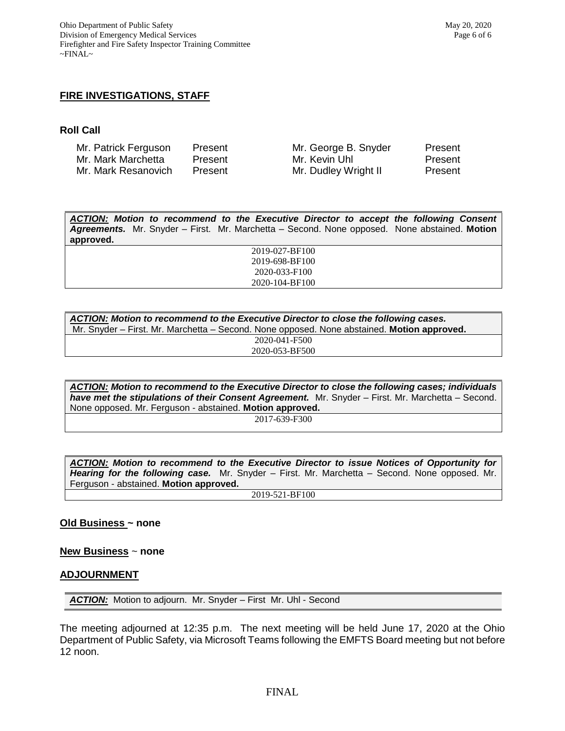## FIRE INVESTIGATIONS, STAFF

### Roll Call

| | | | |
|---|---|---|---|
| Mr. Patrick Ferguson | Present | Mr. George B. Snyder | Present |
| Mr. Mark Marchetta | Present | Mr. Kevin Uhl | Present |
| Mr. Mark Resanovich | Present | Mr. Dudley Wright II | Present |

| ***ACTION:*** ***Motion to recommend to the Executive Director to accept the following Consent Agreements.*** Mr. Snyder – First. Mr. Marchetta – Second. None opposed. None abstained. **Motion approved.** |
|---|
| 2019-027-BF100 |
| 2019-698-BF100 |
| 2020-033-F100 |
| 2020-104-BF100 |

| ***ACTION:*** ***Motion to recommend to the Executive Director to close the following cases.*** Mr. Snyder – First. Mr. Marchetta – Second. None opposed. None abstained. **Motion approved.** |
|---|
| 2020-041-F500 |
| 2020-053-BF500 |

| ***ACTION:*** ***Motion to recommend to the Executive Director to close the following cases; individuals have met the stipulations of their Consent Agreement.*** Mr. Snyder – First. Mr. Marchetta – Second. None opposed. Mr. Ferguson - abstained. **Motion approved.** |
|---|
| 2017-639-F300 |

| ***ACTION:*** ***Motion to recommend to the Executive Director to issue Notices of Opportunity for Hearing for the following case.*** Mr. Snyder – First. Mr. Marchetta – Second. None opposed. Mr. Ferguson - abstained. **Motion approved.** |
|---|
| 2019-521-BF100 |

**Old Business ~ none**

**New Business ~ none**

## ADJOURNMENT

***ACTION:*** Motion to adjourn. Mr. Snyder – First Mr. Uhl - Second

The meeting adjourned at 12:35 p.m. The next meeting will be held June 17, 2020 at the Ohio Department of Public Safety, via Microsoft Teams following the EMFTS Board meeting but not before 12 noon.

FINAL